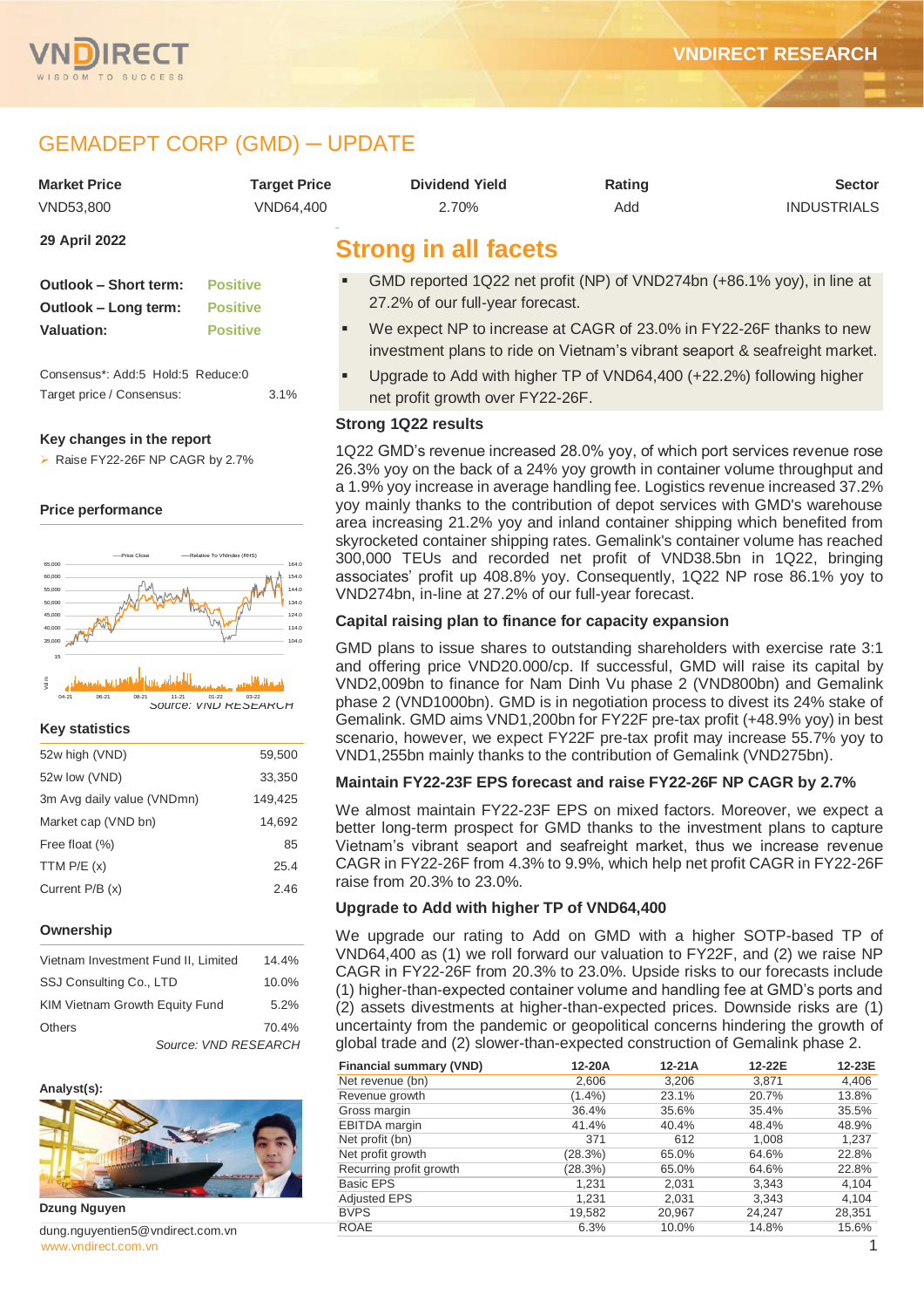# GEMADEPT CORP (GMD) ─ UPDATE

| Market Price | Target Price | Dividend Yield | Rating | Sector |
|---|---|---|---|---|
| VND53,800 | VND64,400 | 2.70% | Add | INDUSTRIALS |

**29 April 2022**

| | |
|---|---|
| **Outlook – Short term:** | Positive |
| **Outlook – Long term:** | Positive |
| **Valuation:** | Positive |

Consensus*: Add:5 Hold:5 Reduce:0

Target price / Consensus: 3.1%

**Key changes in the report**

- Raise FY22-26F NP CAGR by 2.7%

**Price performance**

Source: VND RESEARCH

**Key statistics**

| | |
|---|---|
| 52w high (VND) | 59,500 |
| 52w low (VND) | 33,350 |
| 3m Avg daily value (VNDmn) | 149,425 |
| Market cap (VND bn) | 14,692 |
| Free float (%) | 85 |
| TTM P/E (x) | 25.4 |
| Current P/B (x) | 2.46 |

**Ownership**

| | |
|---|---|
| Vietnam Investment Fund II, Limited | 14.4% |
| SSJ Consulting Co., LTD | 10.0% |
| KIM Vietnam Growth Equity Fund | 5.2% |
| Others | 70.4% |

*Source: VND RESEARCH*

**Analyst(s):**

**Dzung Nguyen**

dung.nguyentien5@vndirect.com.vn

## Strong in all facets

- GMD reported 1Q22 net profit (NP) of VND274bn (+86.1% yoy), in line at 27.2% of our full-year forecast.
- We expect NP to increase at CAGR of 23.0% in FY22-26F thanks to new investment plans to ride on Vietnam's vibrant seaport & seafreight market.
- Upgrade to Add with higher TP of VND64,400 (+22.2%) following higher net profit growth over FY22-26F.

### Strong 1Q22 results

1Q22 GMD's revenue increased 28.0% yoy, of which port services revenue rose 26.3% yoy on the back of a 24% yoy growth in container volume throughput and a 1.9% yoy increase in average handling fee. Logistics revenue increased 37.2% yoy mainly thanks to the contribution of depot services with GMD's warehouse area increasing 21.2% yoy and inland container shipping which benefited from skyrocketed container shipping rates. Gemalink's container volume has reached 300,000 TEUs and recorded net profit of VND38.5bn in 1Q22, bringing associates' profit up 408.8% yoy. Consequently, 1Q22 NP rose 86.1% yoy to VND274bn, in-line at 27.2% of our full-year forecast.

### Capital raising plan to finance for capacity expansion

GMD plans to issue shares to outstanding shareholders with exercise rate 3:1 and offering price VND20.000/cp. If successful, GMD will raise its capital by VND2,009bn to finance for Nam Dinh Vu phase 2 (VND800bn) and Gemalink phase 2 (VND1000bn). GMD is in negotiation process to divest its 24% stake of Gemalink. GMD aims VND1,200bn for FY22F pre-tax profit (+48.9% yoy) in best scenario, however, we expect FY22F pre-tax profit may increase 55.7% yoy to VND1,255bn mainly thanks to the contribution of Gemalink (VND275bn).

### Maintain FY22-23F EPS forecast and raise FY22-26F NP CAGR by 2.7%

We almost maintain FY22-23F EPS on mixed factors. Moreover, we expect a better long-term prospect for GMD thanks to the investment plans to capture Vietnam's vibrant seaport and seafreight market, thus we increase revenue CAGR in FY22-26F from 4.3% to 9.9%, which help net profit CAGR in FY22-26F raise from 20.3% to 23.0%.

### Upgrade to Add with higher TP of VND64,400

We upgrade our rating to Add on GMD with a higher SOTP-based TP of VND64,400 as (1) we roll forward our valuation to FY22F, and (2) we raise NP CAGR in FY22-26F from 20.3% to 23.0%. Upside risks to our forecasts include (1) higher-than-expected container volume and handling fee at GMD's ports and (2) assets divestments at higher-than-expected prices. Downside risks are (1) uncertainty from the pandemic or geopolitical concerns hindering the growth of global trade and (2) slower-than-expected construction of Gemalink phase 2.

| Financial summary (VND) | 12-20A | 12-21A | 12-22E | 12-23E |
|---|---|---|---|---|
| Net revenue (bn) | 2,606 | 3,206 | 3,871 | 4,406 |
| Revenue growth | (1.4%) | 23.1% | 20.7% | 13.8% |
| Gross margin | 36.4% | 35.6% | 35.4% | 35.5% |
| EBITDA margin | 41.4% | 40.4% | 48.4% | 48.9% |
| Net profit (bn) | 371 | 612 | 1,008 | 1,237 |
| Net profit growth | (28.3%) | 65.0% | 64.6% | 22.8% |
| Recurring profit growth | (28.3%) | 65.0% | 64.6% | 22.8% |
| Basic EPS | 1,231 | 2,031 | 3,343 | 4,104 |
| Adjusted EPS | 1,231 | 2,031 | 3,343 | 4,104 |
| BVPS | 19,582 | 20,967 | 24,247 | 28,351 |
| ROAE | 6.3% | 10.0% | 14.8% | 15.6% |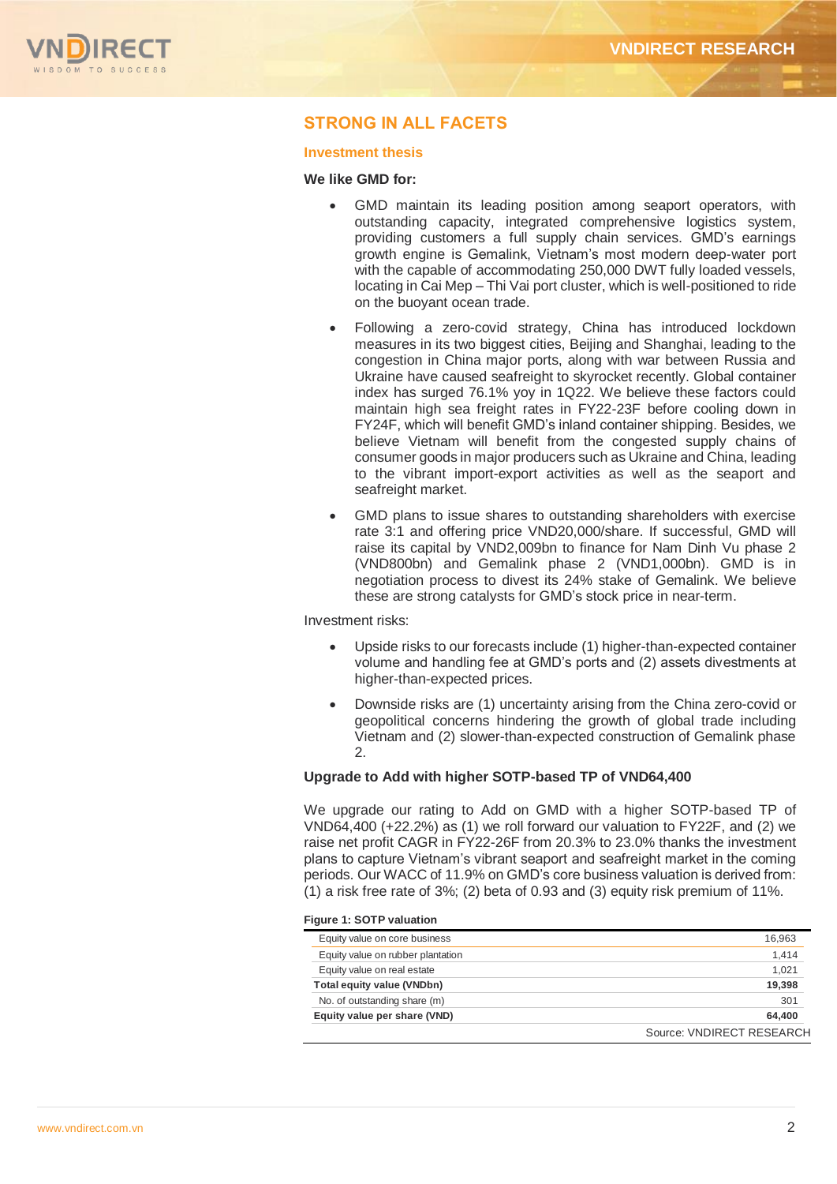## STRONG IN ALL FACETS

### Investment thesis

**We like GMD for:**

- GMD maintain its leading position among seaport operators, with outstanding capacity, integrated comprehensive logistics system, providing customers a full supply chain services. GMD's earnings growth engine is Gemalink, Vietnam's most modern deep-water port with the capable of accommodating 250,000 DWT fully loaded vessels, locating in Cai Mep – Thi Vai port cluster, which is well-positioned to ride on the buoyant ocean trade.
- Following a zero-covid strategy, China has introduced lockdown measures in its two biggest cities, Beijing and Shanghai, leading to the congestion in China major ports, along with war between Russia and Ukraine have caused seafreight to skyrocket recently. Global container index has surged 76.1% yoy in 1Q22. We believe these factors could maintain high sea freight rates in FY22-23F before cooling down in FY24F, which will benefit GMD's inland container shipping. Besides, we believe Vietnam will benefit from the congested supply chains of consumer goods in major producers such as Ukraine and China, leading to the vibrant import-export activities as well as the seaport and seafreight market.
- GMD plans to issue shares to outstanding shareholders with exercise rate 3:1 and offering price VND20,000/share. If successful, GMD will raise its capital by VND2,009bn to finance for Nam Dinh Vu phase 2 (VND800bn) and Gemalink phase 2 (VND1,000bn). GMD is in negotiation process to divest its 24% stake of Gemalink. We believe these are strong catalysts for GMD's stock price in near-term.

Investment risks:

- Upside risks to our forecasts include (1) higher-than-expected container volume and handling fee at GMD's ports and (2) assets divestments at higher-than-expected prices.
- Downside risks are (1) uncertainty arising from the China zero-covid or geopolitical concerns hindering the growth of global trade including Vietnam and (2) slower-than-expected construction of Gemalink phase 2.

**Upgrade to Add with higher SOTP-based TP of VND64,400**

We upgrade our rating to Add on GMD with a higher SOTP-based TP of VND64,400 (+22.2%) as (1) we roll forward our valuation to FY22F, and (2) we raise net profit CAGR in FY22-26F from 20.3% to 23.0% thanks the investment plans to capture Vietnam's vibrant seaport and seafreight market in the coming periods. Our WACC of 11.9% on GMD's core business valuation is derived from: (1) a risk free rate of 3%; (2) beta of 0.93 and (3) equity risk premium of 11%.

**Figure 1: SOTP valuation**

| | |
|---|---|
| Equity value on core business | 16,963 |
| Equity value on rubber plantation | 1,414 |
| Equity value on real estate | 1,021 |
| **Total equity value (VNDbn)** | **19,398** |
| No. of outstanding share (m) | 301 |
| **Equity value per share (VND)** | **64,400** |

Source: VNDIRECT RESEARCH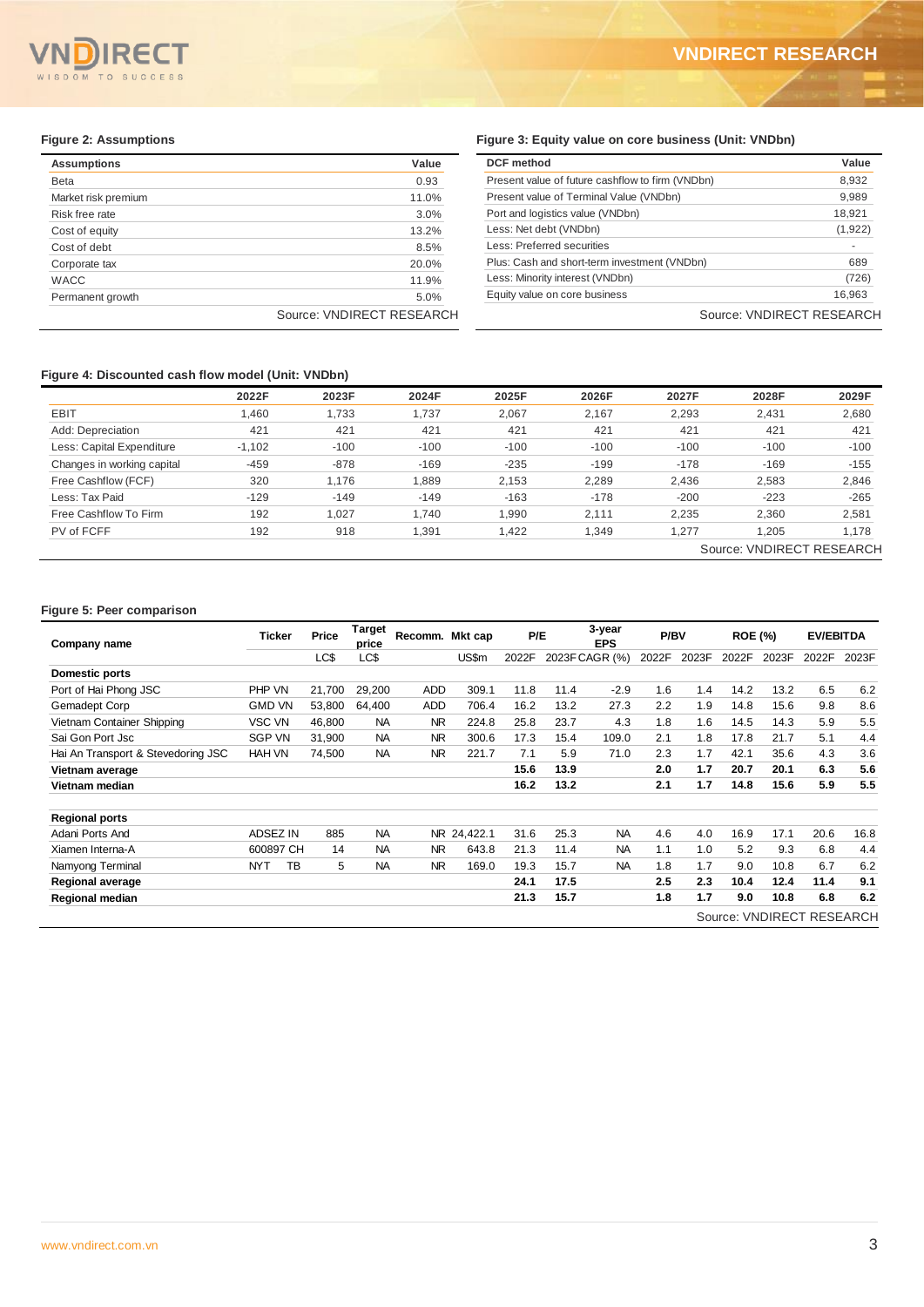**Figure 2: Assumptions**

| Assumptions | Value |
|---|---|
| Beta | 0.93 |
| Market risk premium | 11.0% |
| Risk free rate | 3.0% |
| Cost of equity | 13.2% |
| Cost of debt | 8.5% |
| Corporate tax | 20.0% |
| WACC | 11.9% |
| Permanent growth | 5.0% |

Source: VNDIRECT RESEARCH

**Figure 3: Equity value on core business (Unit: VNDbn)**

| DCF method | Value |
|---|---|
| Present value of future cashflow to firm (VNDbn) | 8,932 |
| Present value of Terminal Value (VNDbn) | 9,989 |
| Port and logistics value (VNDbn) | 18,921 |
| Less: Net debt (VNDbn) | (1,922) |
| Less: Preferred securities | - |
| Plus: Cash and short-term investment (VNDbn) | 689 |
| Less: Minority interest (VNDbn) | (726) |
| Equity value on core business | 16,963 |

Source: VNDIRECT RESEARCH

**Figure 4: Discounted cash flow model (Unit: VNDbn)**

| | 2022F | 2023F | 2024F | 2025F | 2026F | 2027F | 2028F | 2029F |
|---|---|---|---|---|---|---|---|---|
| EBIT | 1,460 | 1,733 | 1,737 | 2,067 | 2,167 | 2,293 | 2,431 | 2,680 |
| Add: Depreciation | 421 | 421 | 421 | 421 | 421 | 421 | 421 | 421 |
| Less: Capital Expenditure | -1,102 | -100 | -100 | -100 | -100 | -100 | -100 | -100 |
| Changes in working capital | -459 | -878 | -169 | -235 | -199 | -178 | -169 | -155 |
| Free Cashflow (FCF) | 320 | 1,176 | 1,889 | 2,153 | 2,289 | 2,436 | 2,583 | 2,846 |
| Less: Tax Paid | -129 | -149 | -149 | -163 | -178 | -200 | -223 | -265 |
| Free Cashflow To Firm | 192 | 1,027 | 1,740 | 1,990 | 2,111 | 2,235 | 2,360 | 2,581 |
| PV of FCFF | 192 | 918 | 1,391 | 1,422 | 1,349 | 1,277 | 1,205 | 1,178 |

Source: VNDIRECT RESEARCH

**Figure 5: Peer comparison**

| Company name | Ticker | Price | Target price | Recomm. | Mkt cap | P/E | | 3-year EPS | P/BV | | ROE (%) | | EV/EBITDA | |
|---|---|---|---|---|---|---|---|---|---|---|---|---|---|---|
| | | LC$ | LC$ | | US$m | 2022F | 2023F | CAGR (%) | 2022F | 2023F | 2022F | 2023F | 2022F | 2023F |
| **Domestic ports** | | | | | | | | | | | | | | |
| Port of Hai Phong JSC | PHP VN | 21,700 | 29,200 | ADD | 309.1 | 11.8 | 11.4 | -2.9 | 1.6 | 1.4 | 14.2 | 13.2 | 6.5 | 6.2 |
| Gemadept Corp | GMD VN | 53,800 | 64,400 | ADD | 706.4 | 16.2 | 13.2 | 27.3 | 2.2 | 1.9 | 14.8 | 15.6 | 9.8 | 8.6 |
| Vietnam Container Shipping | VSC VN | 46,800 | NA | NR | 224.8 | 25.8 | 23.7 | 4.3 | 1.8 | 1.6 | 14.5 | 14.3 | 5.9 | 5.5 |
| Sai Gon Port Jsc | SGP VN | 31,900 | NA | NR | 300.6 | 17.3 | 15.4 | 109.0 | 2.1 | 1.8 | 17.8 | 21.7 | 5.1 | 4.4 |
| Hai An Transport & Stevedoring JSC | HAH VN | 74,500 | NA | NR | 221.7 | 7.1 | 5.9 | 71.0 | 2.3 | 1.7 | 42.1 | 35.6 | 4.3 | 3.6 |
| **Vietnam average** | | | | | | **15.6** | **13.9** | | **2.0** | **1.7** | **20.7** | **20.1** | **6.3** | **5.6** |
| **Vietnam median** | | | | | | **16.2** | **13.2** | | **2.1** | **1.7** | **14.8** | **15.6** | **5.9** | **5.5** |
| **Regional ports** | | | | | | | | | | | | | | |
| Adani Ports And | ADSEZ IN | 885 | NA | NR | 24,422.1 | 31.6 | 25.3 | NA | 4.6 | 4.0 | 16.9 | 17.1 | 20.6 | 16.8 |
| Xiamen Interna-A | 600897 CH | 14 | NA | NR | 643.8 | 21.3 | 11.4 | NA | 1.1 | 1.0 | 5.2 | 9.3 | 6.8 | 4.4 |
| Namyong Terminal | NYT TB | 5 | NA | NR | 169.0 | 19.3 | 15.7 | NA | 1.8 | 1.7 | 9.0 | 10.8 | 6.7 | 6.2 |
| **Regional average** | | | | | | **24.1** | **17.5** | | **2.5** | **2.3** | **10.4** | **12.4** | **11.4** | **9.1** |
| **Regional median** | | | | | | **21.3** | **15.7** | | **1.8** | **1.7** | **9.0** | **10.8** | **6.8** | **6.2** |

Source: VNDIRECT RESEARCH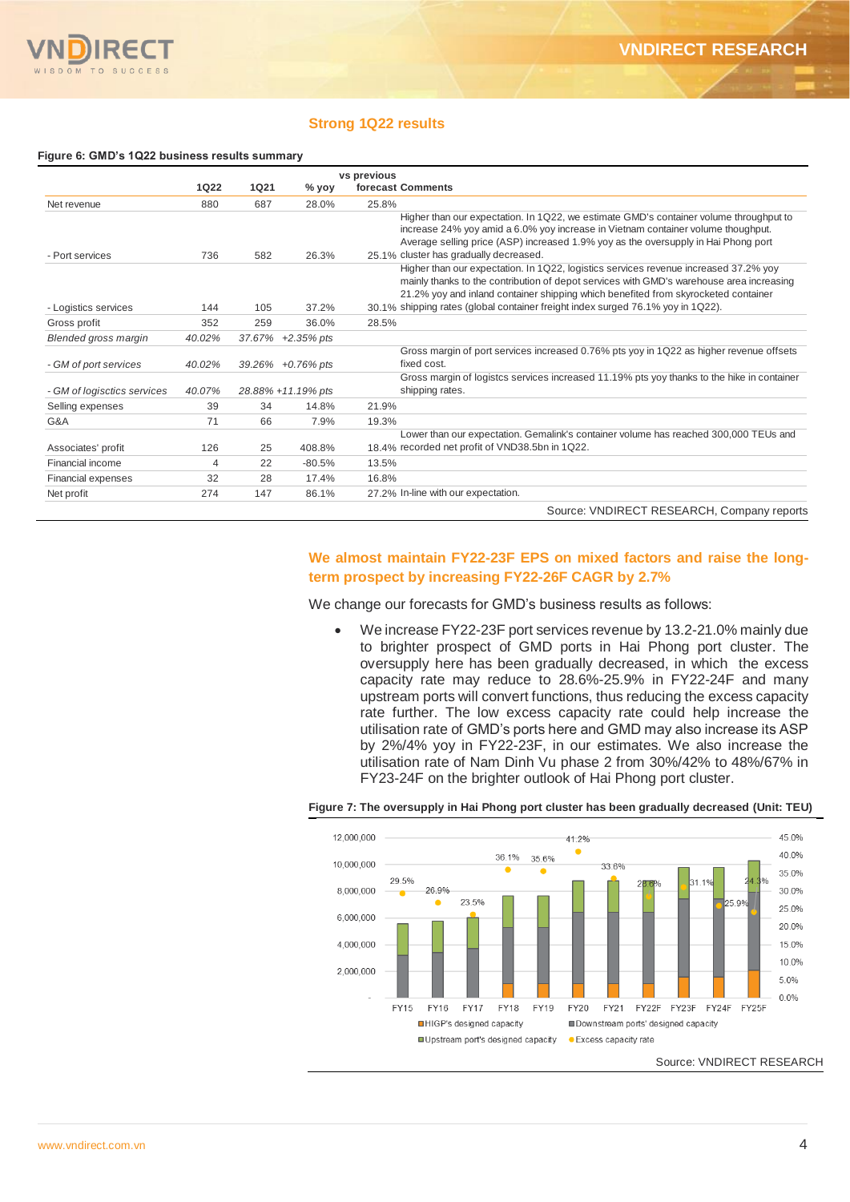## Strong 1Q22 results

**Figure 6: GMD's 1Q22 business results summary**

| | 1Q22 | 1Q21 | % yoy | vs previous forecast | Comments |
|---|---|---|---|---|---|
| Net revenue | 880 | 687 | 28.0% | 25.8% | |
| - Port services | 736 | 582 | 26.3% | 25.1% | Higher than our expectation. In 1Q22, we estimate GMD's container volume throughput to increase 24% yoy amid a 6.0% yoy increase in Vietnam container volume thoughput. Average selling price (ASP) increased 1.9% yoy as the oversupply in Hai Phong port cluster has gradually decreased. |
| - Logistics services | 144 | 105 | 37.2% | 30.1% | Higher than our expectation. In 1Q22, logistics services revenue increased 37.2% yoy mainly thanks to the contribution of depot services with GMD's warehouse area increasing 21.2% yoy and inland container shipping which benefited from skyrocketed container shipping rates (global container freight index surged 76.1% yoy in 1Q22). |
| Gross profit | 352 | 259 | 36.0% | 28.5% | |
| *Blended gross margin* | *40.02%* | *37.67%* | *+2.35% pts* | | |
| *- GM of port services* | *40.02%* | *39.26%* | *+0.76% pts* | | Gross margin of port services increased 0.76% pts yoy in 1Q22 as higher revenue offsets fixed cost. |
| *- GM of logisctics services* | *40.07%* | *28.88%* | *+11.19% pts* | | Gross margin of logistcs services increased 11.19% pts yoy thanks to the hike in container shipping rates. |
| Selling expenses | 39 | 34 | 14.8% | 21.9% | |
| G&A | 71 | 66 | 7.9% | 19.3% | |
| Associates' profit | 126 | 25 | 408.8% | 18.4% | Lower than our expectation. Gemalink's container volume has reached 300,000 TEUs and recorded net profit of VND38.5bn in 1Q22. |
| Financial income | 4 | 22 | -80.5% | 13.5% | |
| Financial expenses | 32 | 28 | 17.4% | 16.8% | |
| Net profit | 274 | 147 | 86.1% | 27.2% | In-line with our expectation. |

Source: VNDIRECT RESEARCH, Company reports

## We almost maintain FY22-23F EPS on mixed factors and raise the long-term prospect by increasing FY22-26F CAGR by 2.7%

We change our forecasts for GMD's business results as follows:

- We increase FY22-23F port services revenue by 13.2-21.0% mainly due to brighter prospect of GMD ports in Hai Phong port cluster. The oversupply here has been gradually decreased, in which the excess capacity rate may reduce to 28.6%-25.9% in FY22-24F and many upstream ports will convert functions, thus reducing the excess capacity rate further. The low excess capacity rate could help increase the utilisation rate of GMD's ports here and GMD may also increase its ASP by 2%/4% yoy in FY22-23F, in our estimates. We also increase the utilisation rate of Nam Dinh Vu phase 2 from 30%/42% to 48%/67% in FY23-24F on the brighter outlook of Hai Phong port cluster.

**Figure 7: The oversupply in Hai Phong port cluster has been gradually decreased (Unit: TEU)**

Source: VNDIRECT RESEARCH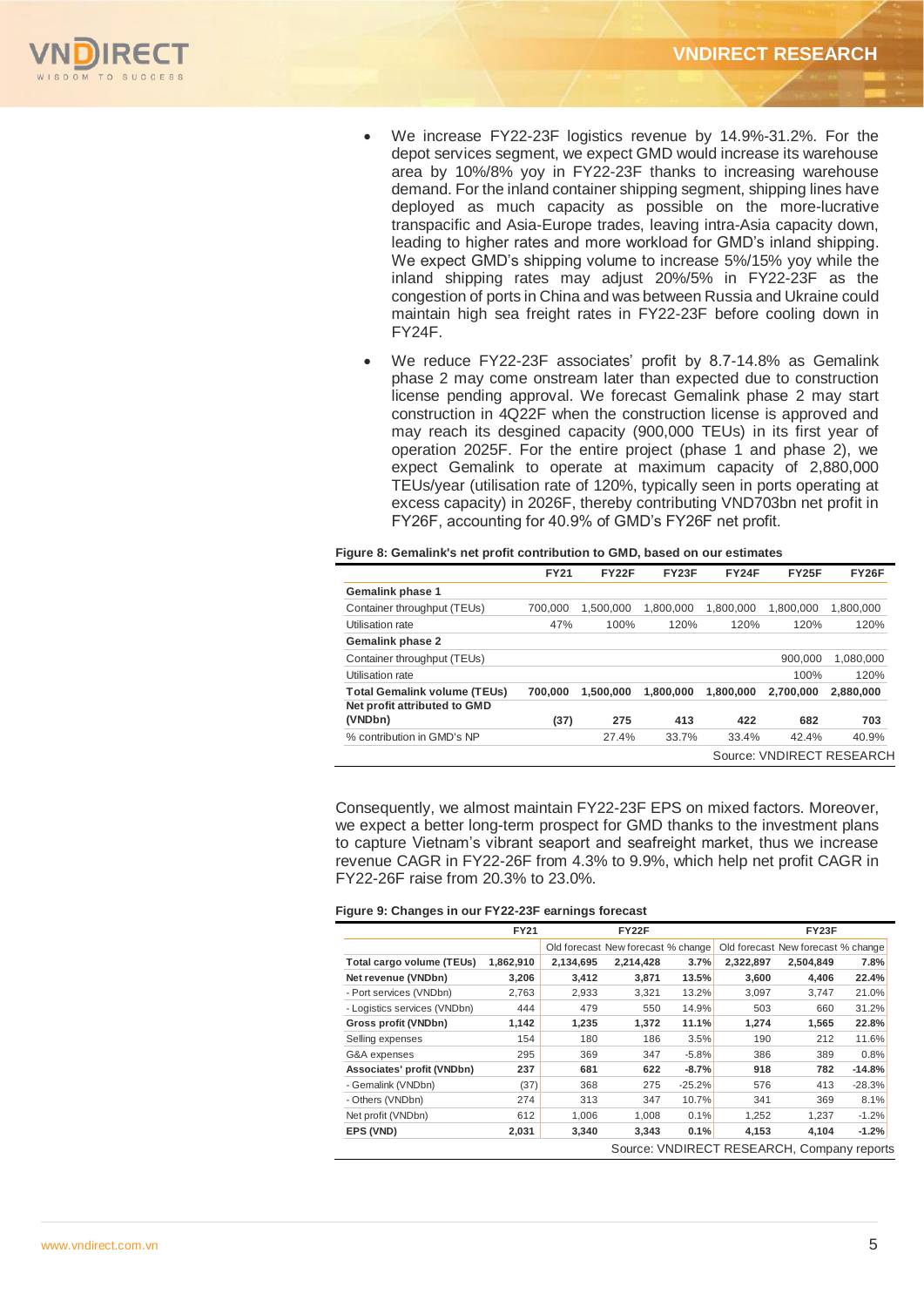- We increase FY22-23F logistics revenue by 14.9%-31.2%. For the depot services segment, we expect GMD would increase its warehouse area by 10%/8% yoy in FY22-23F thanks to increasing warehouse demand. For the inland container shipping segment, shipping lines have deployed as much capacity as possible on the more-lucrative transpacific and Asia-Europe trades, leaving intra-Asia capacity down, leading to higher rates and more workload for GMD's inland shipping. We expect GMD's shipping volume to increase 5%/15% yoy while the inland shipping rates may adjust 20%/5% in FY22-23F as the congestion of ports in China and was between Russia and Ukraine could maintain high sea freight rates in FY22-23F before cooling down in FY24F.
- We reduce FY22-23F associates' profit by 8.7-14.8% as Gemalink phase 2 may come onstream later than expected due to construction license pending approval. We forecast Gemalink phase 2 may start construction in 4Q22F when the construction license is approved and may reach its desgined capacity (900,000 TEUs) in its first year of operation 2025F. For the entire project (phase 1 and phase 2), we expect Gemalink to operate at maximum capacity of 2,880,000 TEUs/year (utilisation rate of 120%, typically seen in ports operating at excess capacity) in 2026F, thereby contributing VND703bn net profit in FY26F, accounting for 40.9% of GMD's FY26F net profit.

**Figure 8: Gemalink's net profit contribution to GMD, based on our estimates**

| | FY21 | FY22F | FY23F | FY24F | FY25F | FY26F |
|---|---|---|---|---|---|---|
| **Gemalink phase 1** | | | | | | |
| Container throughput (TEUs) | 700,000 | 1,500,000 | 1,800,000 | 1,800,000 | 1,800,000 | 1,800,000 |
| Utilisation rate | 47% | 100% | 120% | 120% | 120% | 120% |
| **Gemalink phase 2** | | | | | | |
| Container throughput (TEUs) | | | | | 900,000 | 1,080,000 |
| Utilisation rate | | | | | 100% | 120% |
| **Total Gemalink volume (TEUs)** | **700,000** | **1,500,000** | **1,800,000** | **1,800,000** | **2,700,000** | **2,880,000** |
| **Net profit attributed to GMD (VNDbn)** | **(37)** | **275** | **413** | **422** | **682** | **703** |
| % contribution in GMD's NP | | 27.4% | 33.7% | 33.4% | 42.4% | 40.9% |

Source: VNDIRECT RESEARCH

Consequently, we almost maintain FY22-23F EPS on mixed factors. Moreover, we expect a better long-term prospect for GMD thanks to the investment plans to capture Vietnam's vibrant seaport and seafreight market, thus we increase revenue CAGR in FY22-26F from 4.3% to 9.9%, which help net profit CAGR in FY22-26F raise from 20.3% to 23.0%.

**Figure 9: Changes in our FY22-23F earnings forecast**

| | FY21 | FY22F | | | FY23F | | |
|---|---|---|---|---|---|---|---|
| | | Old forecast | New forecast | % change | Old forecast | New forecast | % change |
| **Total cargo volume (TEUs)** | **1,862,910** | **2,134,695** | **2,214,428** | **3.7%** | **2,322,897** | **2,504,849** | **7.8%** |
| **Net revenue (VNDbn)** | **3,206** | **3,412** | **3,871** | **13.5%** | **3,600** | **4,406** | **22.4%** |
| - Port services (VNDbn) | 2,763 | 2,933 | 3,321 | 13.2% | 3,097 | 3,747 | 21.0% |
| - Logistics services (VNDbn) | 444 | 479 | 550 | 14.9% | 503 | 660 | 31.2% |
| **Gross profit (VNDbn)** | **1,142** | **1,235** | **1,372** | **11.1%** | **1,274** | **1,565** | **22.8%** |
| Selling expenses | 154 | 180 | 186 | 3.5% | 190 | 212 | 11.6% |
| G&A expenses | 295 | 369 | 347 | -5.8% | 386 | 389 | 0.8% |
| **Associates' profit (VNDbn)** | **237** | **681** | **622** | **-8.7%** | **918** | **782** | **-14.8%** |
| - Gemalink (VNDbn) | (37) | 368 | 275 | -25.2% | 576 | 413 | -28.3% |
| - Others (VNDbn) | 274 | 313 | 347 | 10.7% | 341 | 369 | 8.1% |
| Net profit (VNDbn) | 612 | 1,006 | 1,008 | 0.1% | 1,252 | 1,237 | -1.2% |
| **EPS (VND)** | **2,031** | **3,340** | **3,343** | **0.1%** | **4,153** | **4,104** | **-1.2%** |

Source: VNDIRECT RESEARCH, Company reports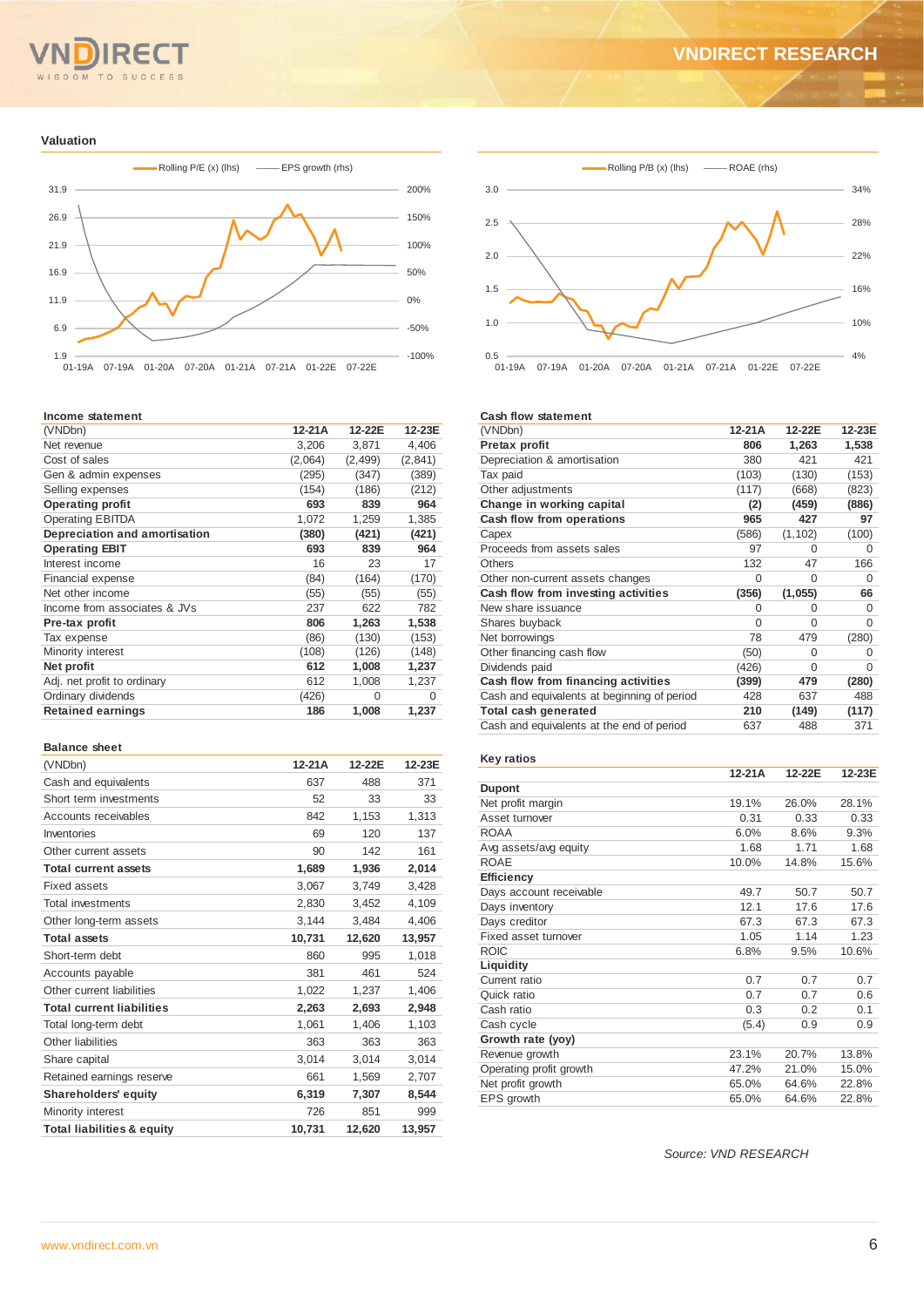## Valuation

Rolling P/E (x) (lhs) — EPS growth (rhs)

Rolling P/B (x) (lhs) — ROAE (rhs)

### Income statement

| (VNDbn) | 12-21A | 12-22E | 12-23E |
|---|---|---|---|
| Net revenue | 3,206 | 3,871 | 4,406 |
| Cost of sales | (2,064) | (2,499) | (2,841) |
| Gen & admin expenses | (295) | (347) | (389) |
| Selling expenses | (154) | (186) | (212) |
| **Operating profit** | **693** | **839** | **964** |
| Operating EBITDA | 1,072 | 1,259 | 1,385 |
| **Depreciation and amortisation** | **(380)** | **(421)** | **(421)** |
| **Operating EBIT** | **693** | **839** | **964** |
| Interest income | 16 | 23 | 17 |
| Financial expense | (84) | (164) | (170) |
| Net other income | (55) | (55) | (55) |
| Income from associates & JVs | 237 | 622 | 782 |
| **Pre-tax profit** | **806** | **1,263** | **1,538** |
| Tax expense | (86) | (130) | (153) |
| Minority interest | (108) | (126) | (148) |
| **Net profit** | **612** | **1,008** | **1,237** |
| Adj. net profit to ordinary | 612 | 1,008 | 1,237 |
| Ordinary dividends | (426) | 0 | 0 |
| **Retained earnings** | **186** | **1,008** | **1,237** |

### Balance sheet

| (VNDbn) | 12-21A | 12-22E | 12-23E |
|---|---|---|---|
| Cash and equivalents | 637 | 488 | 371 |
| Short term investments | 52 | 33 | 33 |
| Accounts receivables | 842 | 1,153 | 1,313 |
| Inventories | 69 | 120 | 137 |
| Other current assets | 90 | 142 | 161 |
| **Total current assets** | **1,689** | **1,936** | **2,014** |
| Fixed assets | 3,067 | 3,749 | 3,428 |
| Total investments | 2,830 | 3,452 | 4,109 |
| Other long-term assets | 3,144 | 3,484 | 4,406 |
| **Total assets** | **10,731** | **12,620** | **13,957** |
| Short-term debt | 860 | 995 | 1,018 |
| Accounts payable | 381 | 461 | 524 |
| Other current liabilities | 1,022 | 1,237 | 1,406 |
| **Total current liabilities** | **2,263** | **2,693** | **2,948** |
| Total long-term debt | 1,061 | 1,406 | 1,103 |
| Other liabilities | 363 | 363 | 363 |
| Share capital | 3,014 | 3,014 | 3,014 |
| Retained earnings reserve | 661 | 1,569 | 2,707 |
| **Shareholders' equity** | **6,319** | **7,307** | **8,544** |
| Minority interest | 726 | 851 | 999 |
| **Total liabilities & equity** | **10,731** | **12,620** | **13,957** |

### Cash flow statement

| (VNDbn) | 12-21A | 12-22E | 12-23E |
|---|---|---|---|
| **Pretax profit** | **806** | **1,263** | **1,538** |
| Depreciation & amortisation | 380 | 421 | 421 |
| Tax paid | (103) | (130) | (153) |
| Other adjustments | (117) | (668) | (823) |
| **Change in working capital** | **(2)** | **(459)** | **(886)** |
| **Cash flow from operations** | **965** | **427** | **97** |
| Capex | (586) | (1,102) | (100) |
| Proceeds from assets sales | 97 | 0 | 0 |
| Others | 132 | 47 | 166 |
| Other non-current assets changes | 0 | 0 | 0 |
| **Cash flow from investing activities** | **(356)** | **(1,055)** | **66** |
| New share issuance | 0 | 0 | 0 |
| Shares buyback | 0 | 0 | 0 |
| Net borrowings | 78 | 479 | (280) |
| Other financing cash flow | (50) | 0 | 0 |
| Dividends paid | (426) | 0 | 0 |
| **Cash flow from financing activities** | **(399)** | **479** | **(280)** |
| Cash and equivalents at beginning of period | 428 | 637 | 488 |
| **Total cash generated** | **210** | **(149)** | **(117)** |
| Cash and equivalents at the end of period | 637 | 488 | 371 |

### Key ratios

| | 12-21A | 12-22E | 12-23E |
|---|---|---|---|
| **Dupont** | | | |
| Net profit margin | 19.1% | 26.0% | 28.1% |
| Asset turnover | 0.31 | 0.33 | 0.33 |
| ROAA | 6.0% | 8.6% | 9.3% |
| Avg assets/avg equity | 1.68 | 1.71 | 1.68 |
| ROAE | 10.0% | 14.8% | 15.6% |
| **Efficiency** | | | |
| Days account receivable | 49.7 | 50.7 | 50.7 |
| Days inventory | 12.1 | 17.6 | 17.6 |
| Days creditor | 67.3 | 67.3 | 67.3 |
| Fixed asset turnover | 1.05 | 1.14 | 1.23 |
| ROIC | 6.8% | 9.5% | 10.6% |
| **Liquidity** | | | |
| Current ratio | 0.7 | 0.7 | 0.7 |
| Quick ratio | 0.7 | 0.7 | 0.6 |
| Cash ratio | 0.3 | 0.2 | 0.1 |
| Cash cycle | (5.4) | 0.9 | 0.9 |
| **Growth rate (yoy)** | | | |
| Revenue growth | 23.1% | 20.7% | 13.8% |
| Operating profit growth | 47.2% | 21.0% | 15.0% |
| Net profit growth | 65.0% | 64.6% | 22.8% |
| EPS growth | 65.0% | 64.6% | 22.8% |

*Source: VND RESEARCH*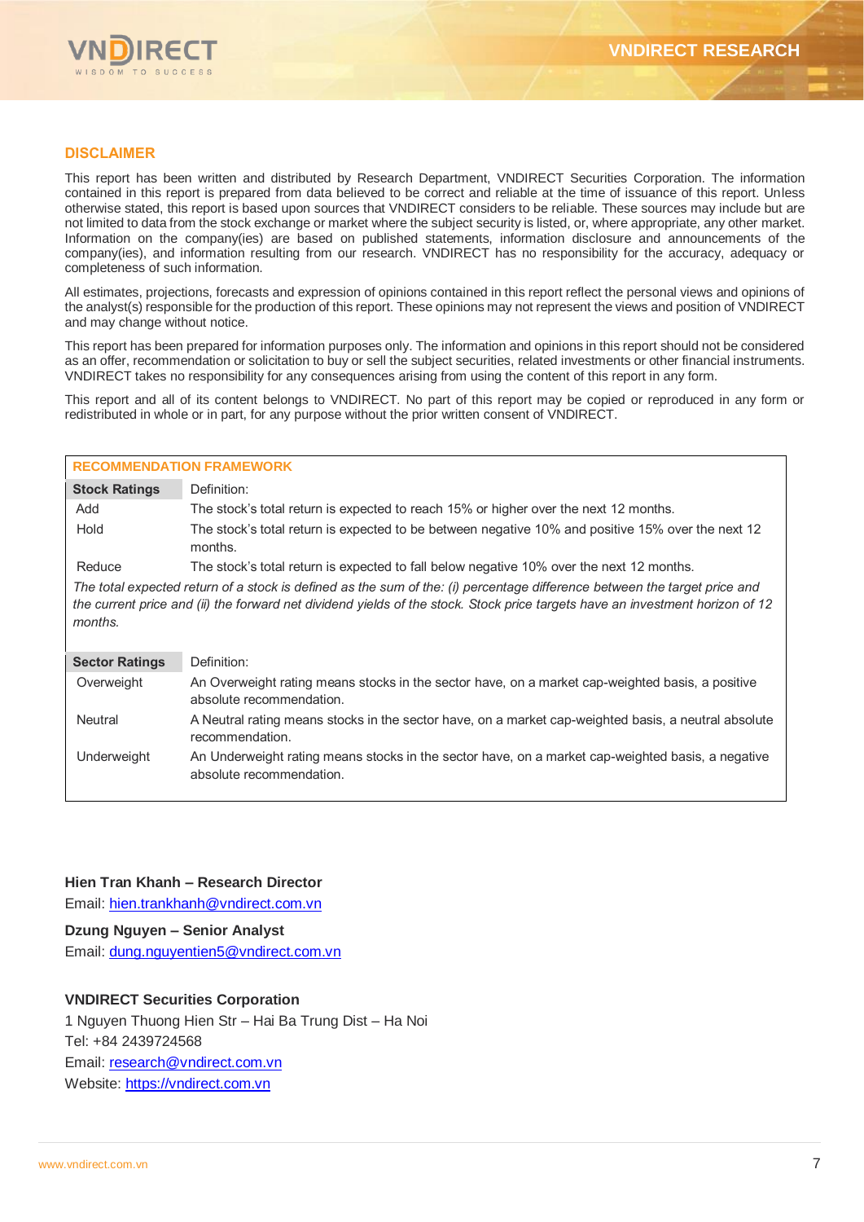## DISCLAIMER

This report has been written and distributed by Research Department, VNDIRECT Securities Corporation. The information contained in this report is prepared from data believed to be correct and reliable at the time of issuance of this report. Unless otherwise stated, this report is based upon sources that VNDIRECT considers to be reliable. These sources may include but are not limited to data from the stock exchange or market where the subject security is listed, or, where appropriate, any other market. Information on the company(ies) are based on published statements, information disclosure and announcements of the company(ies), and information resulting from our research. VNDIRECT has no responsibility for the accuracy, adequacy or completeness of such information.

All estimates, projections, forecasts and expression of opinions contained in this report reflect the personal views and opinions of the analyst(s) responsible for the production of this report. These opinions may not represent the views and position of VNDIRECT and may change without notice.

This report has been prepared for information purposes only. The information and opinions in this report should not be considered as an offer, recommendation or solicitation to buy or sell the subject securities, related investments or other financial instruments. VNDIRECT takes no responsibility for any consequences arising from using the content of this report in any form.

This report and all of its content belongs to VNDIRECT. No part of this report may be copied or reproduced in any form or redistributed in whole or in part, for any purpose without the prior written consent of VNDIRECT.

### RECOMMENDATION FRAMEWORK

| **Stock Ratings** | Definition: |
|---|---|
| Add | The stock's total return is expected to reach 15% or higher over the next 12 months. |
| Hold | The stock's total return is expected to be between negative 10% and positive 15% over the next 12 months. |
| Reduce | The stock's total return is expected to fall below negative 10% over the next 12 months. |

*The total expected return of a stock is defined as the sum of the: (i) percentage difference between the target price and the current price and (ii) the forward net dividend yields of the stock. Stock price targets have an investment horizon of 12 months.*

| **Sector Ratings** | Definition: |
|---|---|
| Overweight | An Overweight rating means stocks in the sector have, on a market cap-weighted basis, a positive absolute recommendation. |
| Neutral | A Neutral rating means stocks in the sector have, on a market cap-weighted basis, a neutral absolute recommendation. |
| Underweight | An Underweight rating means stocks in the sector have, on a market cap-weighted basis, a negative absolute recommendation. |

**Hien Tran Khanh – Research Director**
Email: hien.trankhanh@vndirect.com.vn

**Dzung Nguyen – Senior Analyst**
Email: dung.nguyentien5@vndirect.com.vn

**VNDIRECT Securities Corporation**
1 Nguyen Thuong Hien Str – Hai Ba Trung Dist – Ha Noi
Tel: +84 2439724568
Email: research@vndirect.com.vn
Website: https://vndirect.com.vn